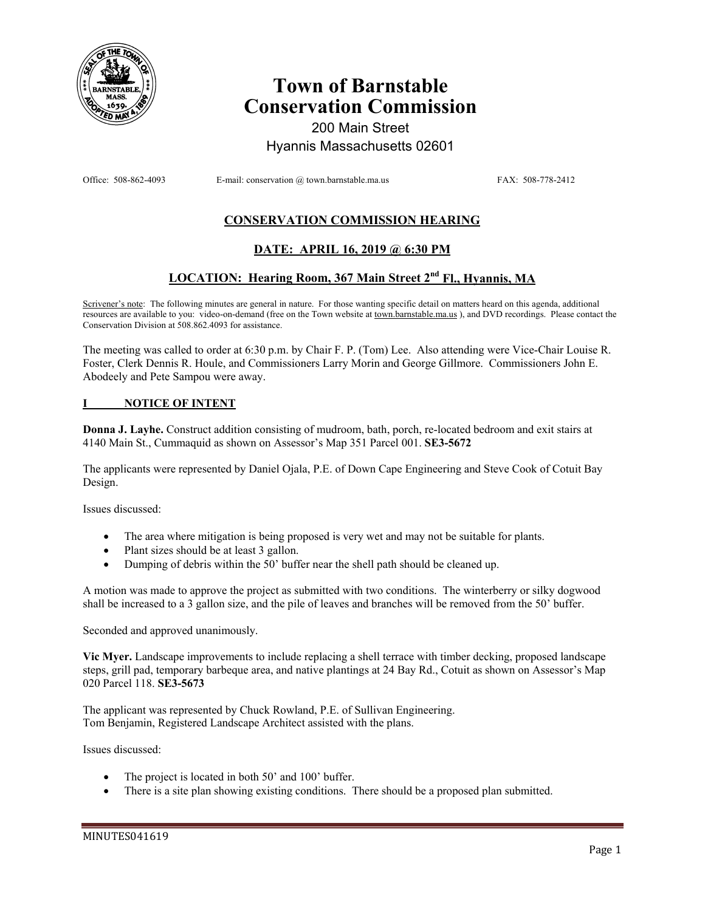# Town of Barnstable
# Conservation Commission

200 Main Street
Hyannis Massachusetts 02601

Office: 508-862-4093 E-mail: conservation @ town.barnstable.ma.us FAX: 508-778-2412

## CONSERVATION COMMISSION HEARING

## DATE: APRIL 16, 2019 @ 6:30 PM

## LOCATION: Hearing Room, 367 Main Street 2nd Fl., Hyannis, MA

Scrivener's note: The following minutes are general in nature. For those wanting specific detail on matters heard on this agenda, additional resources are available to you: video-on-demand (free on the Town website at town.barnstable.ma.us ), and DVD recordings. Please contact the Conservation Division at 508.862.4093 for assistance.

The meeting was called to order at 6:30 p.m. by Chair F. P. (Tom) Lee. Also attending were Vice-Chair Louise R. Foster, Clerk Dennis R. Houle, and Commissioners Larry Morin and George Gillmore. Commissioners John E. Abodeely and Pete Sampou were away.

### I NOTICE OF INTENT

**Donna J. Layhe.** Construct addition consisting of mudroom, bath, porch, re-located bedroom and exit stairs at 4140 Main St., Cummaquid as shown on Assessor's Map 351 Parcel 001. **SE3-5672**

The applicants were represented by Daniel Ojala, P.E. of Down Cape Engineering and Steve Cook of Cotuit Bay Design.

Issues discussed:

- The area where mitigation is being proposed is very wet and may not be suitable for plants.
- Plant sizes should be at least 3 gallon.
- Dumping of debris within the 50' buffer near the shell path should be cleaned up.

A motion was made to approve the project as submitted with two conditions. The winterberry or silky dogwood shall be increased to a 3 gallon size, and the pile of leaves and branches will be removed from the 50' buffer.

Seconded and approved unanimously.

**Vic Myer.** Landscape improvements to include replacing a shell terrace with timber decking, proposed landscape steps, grill pad, temporary barbeque area, and native plantings at 24 Bay Rd., Cotuit as shown on Assessor's Map 020 Parcel 118. **SE3-5673**

The applicant was represented by Chuck Rowland, P.E. of Sullivan Engineering.
Tom Benjamin, Registered Landscape Architect assisted with the plans.

Issues discussed:

- The project is located in both 50' and 100' buffer.
- There is a site plan showing existing conditions. There should be a proposed plan submitted.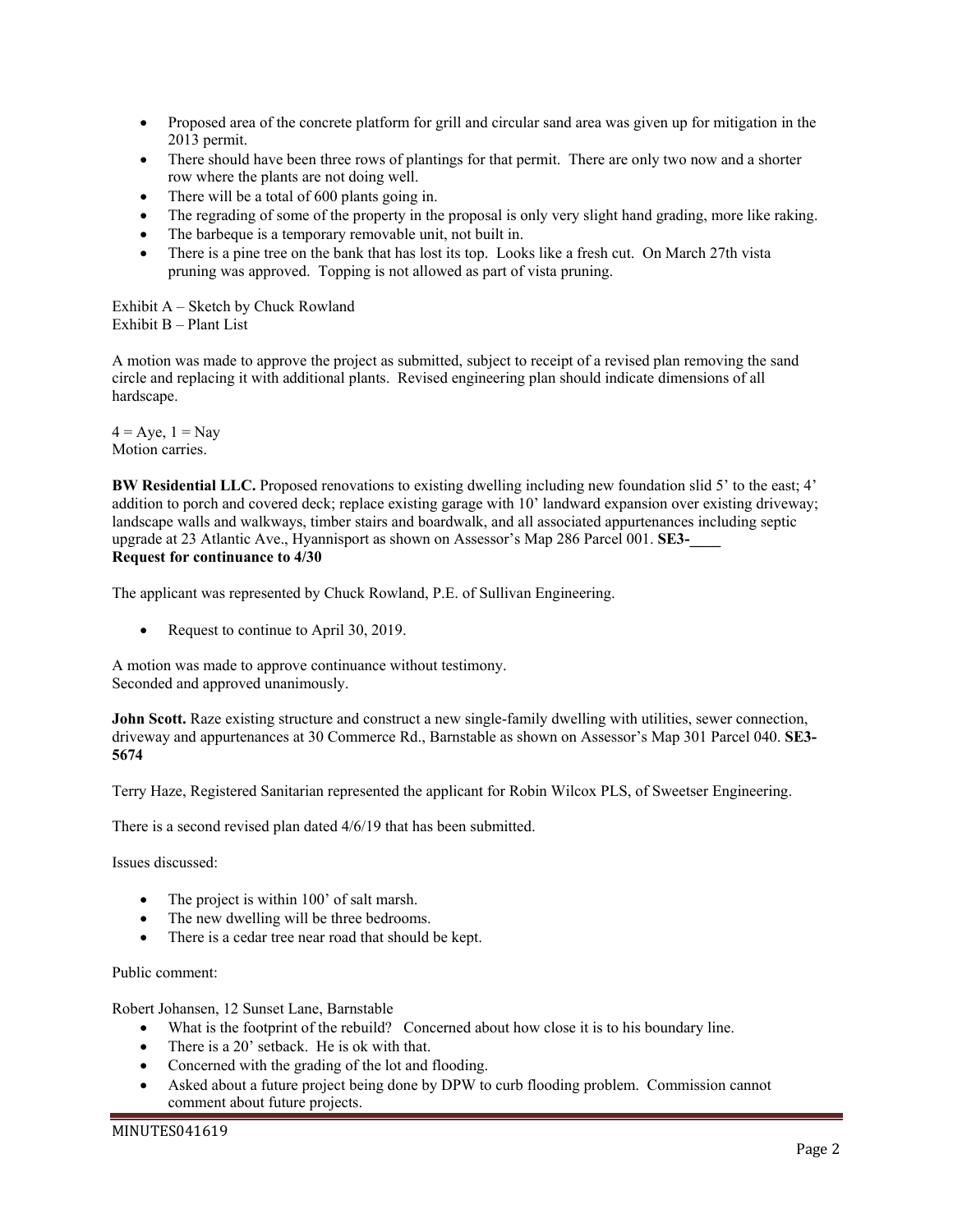- Proposed area of the concrete platform for grill and circular sand area was given up for mitigation in the 2013 permit.
- There should have been three rows of plantings for that permit. There are only two now and a shorter row where the plants are not doing well.
- There will be a total of 600 plants going in.
- The regrading of some of the property in the proposal is only very slight hand grading, more like raking.
- The barbeque is a temporary removable unit, not built in.
- There is a pine tree on the bank that has lost its top. Looks like a fresh cut. On March 27th vista pruning was approved. Topping is not allowed as part of vista pruning.

Exhibit A – Sketch by Chuck Rowland
Exhibit B – Plant List

A motion was made to approve the project as submitted, subject to receipt of a revised plan removing the sand circle and replacing it with additional plants. Revised engineering plan should indicate dimensions of all hardscape.

4 = Aye, 1 = Nay
Motion carries.

**BW Residential LLC.** Proposed renovations to existing dwelling including new foundation slid 5' to the east; 4' addition to porch and covered deck; replace existing garage with 10' landward expansion over existing driveway; landscape walls and walkways, timber stairs and boardwalk, and all associated appurtenances including septic upgrade at 23 Atlantic Ave., Hyannisport as shown on Assessor's Map 286 Parcel 001. **SE3-____**
**Request for continuance to 4/30**

The applicant was represented by Chuck Rowland, P.E. of Sullivan Engineering.

- Request to continue to April 30, 2019.

A motion was made to approve continuance without testimony.
Seconded and approved unanimously.

**John Scott.** Raze existing structure and construct a new single-family dwelling with utilities, sewer connection, driveway and appurtenances at 30 Commerce Rd., Barnstable as shown on Assessor's Map 301 Parcel 040. **SE3-5674**

Terry Haze, Registered Sanitarian represented the applicant for Robin Wilcox PLS, of Sweetser Engineering.

There is a second revised plan dated 4/6/19 that has been submitted.

Issues discussed:

- The project is within 100' of salt marsh.
- The new dwelling will be three bedrooms.
- There is a cedar tree near road that should be kept.

Public comment:

Robert Johansen, 12 Sunset Lane, Barnstable

- What is the footprint of the rebuild? Concerned about how close it is to his boundary line.
- There is a 20' setback. He is ok with that.
- Concerned with the grading of the lot and flooding.
- Asked about a future project being done by DPW to curb flooding problem. Commission cannot comment about future projects.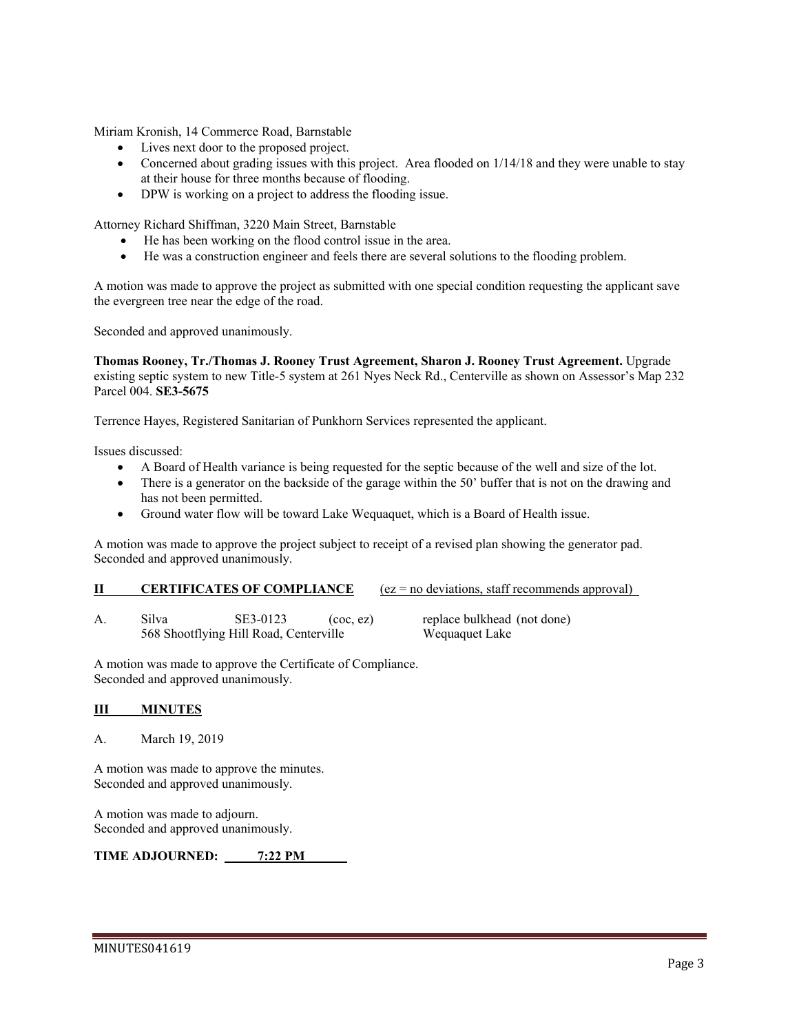Miriam Kronish, 14 Commerce Road, Barnstable

- Lives next door to the proposed project.
- Concerned about grading issues with this project. Area flooded on 1/14/18 and they were unable to stay at their house for three months because of flooding.
- DPW is working on a project to address the flooding issue.

Attorney Richard Shiffman, 3220 Main Street, Barnstable

- He has been working on the flood control issue in the area.
- He was a construction engineer and feels there are several solutions to the flooding problem.

A motion was made to approve the project as submitted with one special condition requesting the applicant save the evergreen tree near the edge of the road.

Seconded and approved unanimously.

**Thomas Rooney, Tr./Thomas J. Rooney Trust Agreement, Sharon J. Rooney Trust Agreement.** Upgrade existing septic system to new Title-5 system at 261 Nyes Neck Rd., Centerville as shown on Assessor's Map 232 Parcel 004. **SE3-5675**

Terrence Hayes, Registered Sanitarian of Punkhorn Services represented the applicant.

Issues discussed:

- A Board of Health variance is being requested for the septic because of the well and size of the lot.
- There is a generator on the backside of the garage within the 50' buffer that is not on the drawing and has not been permitted.
- Ground water flow will be toward Lake Wequaquet, which is a Board of Health issue.

A motion was made to approve the project subject to receipt of a revised plan showing the generator pad.
Seconded and approved unanimously.

## II CERTIFICATES OF COMPLIANCE (ez = no deviations, staff recommends approval)

A. Silva SE3-0123 (coc, ez) replace bulkhead (not done)
568 Shootflying Hill Road, Centerville Wequaquet Lake

A motion was made to approve the Certificate of Compliance.
Seconded and approved unanimously.

## III MINUTES

A. March 19, 2019

A motion was made to approve the minutes.
Seconded and approved unanimously.

A motion was made to adjourn.
Seconded and approved unanimously.

**TIME ADJOURNED: 7:22 PM**